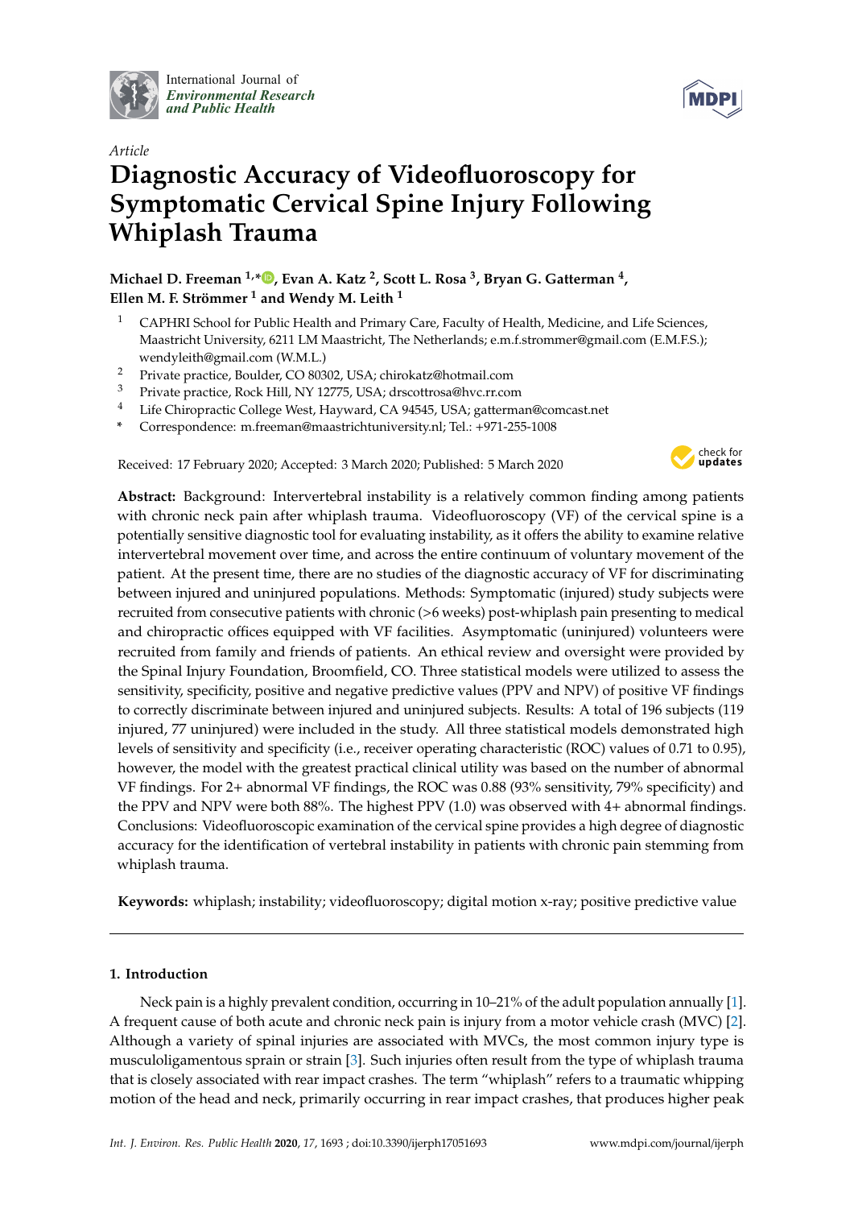*Article*

# Diagnostic Accuracy of Videofluoroscopy for Symptomatic Cervical Spine Injury Following Whiplash Trauma

**Michael D. Freeman [1,*], Evan A. Katz [2], Scott L. Rosa [3], Bryan G. Gatterman [4], Ellen M. F. Strömmer [1] and Wendy M. Leith [1]**

[1] CAPHRI School for Public Health and Primary Care, Faculty of Health, Medicine, and Life Sciences, Maastricht University, 6211 LM Maastricht, The Netherlands; e.m.f.strommer@gmail.com (E.M.F.S.); wendyleith@gmail.com (W.M.L.)

[2] Private practice, Boulder, CO 80302, USA; chirokatz@hotmail.com

[3] Private practice, Rock Hill, NY 12775, USA; drscottrosa@hvc.rr.com

[4] Life Chiropractic College West, Hayward, CA 94545, USA; gatterman@comcast.net

* Correspondence: m.freeman@maastrichtuniversity.nl; Tel.: +971-255-1008

Received: 17 February 2020; Accepted: 3 March 2020; Published: 5 March 2020

**Abstract:** Background: Intervertebral instability is a relatively common finding among patients with chronic neck pain after whiplash trauma. Videofluoroscopy (VF) of the cervical spine is a potentially sensitive diagnostic tool for evaluating instability, as it offers the ability to examine relative intervertebral movement over time, and across the entire continuum of voluntary movement of the patient. At the present time, there are no studies of the diagnostic accuracy of VF for discriminating between injured and uninjured populations. Methods: Symptomatic (injured) study subjects were recruited from consecutive patients with chronic (>6 weeks) post-whiplash pain presenting to medical and chiropractic offices equipped with VF facilities. Asymptomatic (uninjured) volunteers were recruited from family and friends of patients. An ethical review and oversight were provided by the Spinal Injury Foundation, Broomfield, CO. Three statistical models were utilized to assess the sensitivity, specificity, positive and negative predictive values (PPV and NPV) of positive VF findings to correctly discriminate between injured and uninjured subjects. Results: A total of 196 subjects (119 injured, 77 uninjured) were included in the study. All three statistical models demonstrated high levels of sensitivity and specificity (i.e., receiver operating characteristic (ROC) values of 0.71 to 0.95), however, the model with the greatest practical clinical utility was based on the number of abnormal VF findings. For 2+ abnormal VF findings, the ROC was 0.88 (93% sensitivity, 79% specificity) and the PPV and NPV were both 88%. The highest PPV (1.0) was observed with 4+ abnormal findings. Conclusions: Videofluoroscopic examination of the cervical spine provides a high degree of diagnostic accuracy for the identification of vertebral instability in patients with chronic pain stemming from whiplash trauma.

**Keywords:** whiplash; instability; videofluoroscopy; digital motion x-ray; positive predictive value

## 1. Introduction

Neck pain is a highly prevalent condition, occurring in 10–21% of the adult population annually [1]. A frequent cause of both acute and chronic neck pain is injury from a motor vehicle crash (MVC) [2]. Although a variety of spinal injuries are associated with MVCs, the most common injury type is musculoligamentous sprain or strain [3]. Such injuries often result from the type of whiplash trauma that is closely associated with rear impact crashes. The term "whiplash" refers to a traumatic whipping motion of the head and neck, primarily occurring in rear impact crashes, that produces higher peak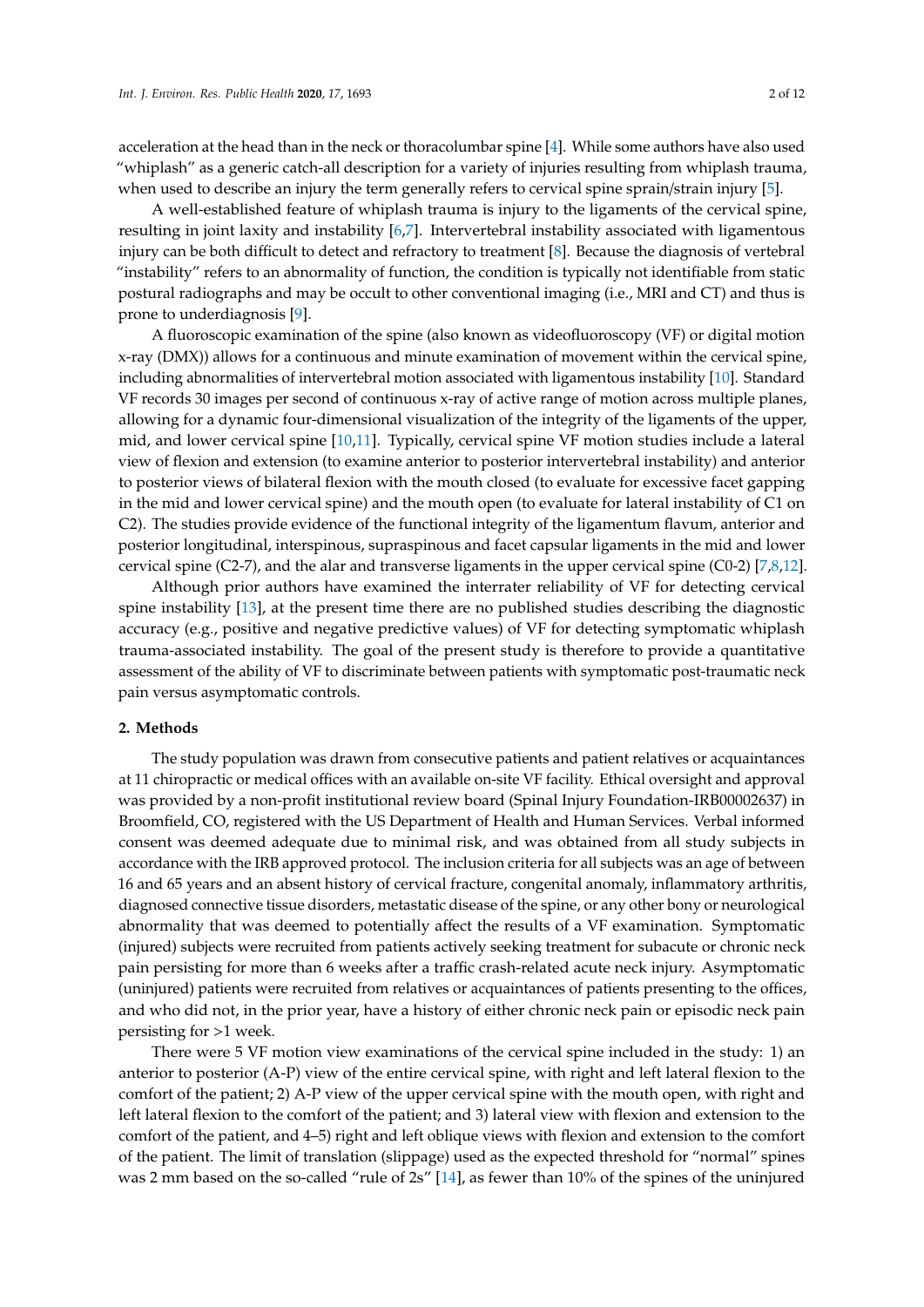acceleration at the head than in the neck or thoracolumbar spine [4]. While some authors have also used "whiplash" as a generic catch-all description for a variety of injuries resulting from whiplash trauma, when used to describe an injury the term generally refers to cervical spine sprain/strain injury [5].

A well-established feature of whiplash trauma is injury to the ligaments of the cervical spine, resulting in joint laxity and instability [6,7]. Intervertebral instability associated with ligamentous injury can be both difficult to detect and refractory to treatment [8]. Because the diagnosis of vertebral "instability" refers to an abnormality of function, the condition is typically not identifiable from static postural radiographs and may be occult to other conventional imaging (i.e., MRI and CT) and thus is prone to underdiagnosis [9].

A fluoroscopic examination of the spine (also known as videofluoroscopy (VF) or digital motion x-ray (DMX)) allows for a continuous and minute examination of movement within the cervical spine, including abnormalities of intervertebral motion associated with ligamentous instability [10]. Standard VF records 30 images per second of continuous x-ray of active range of motion across multiple planes, allowing for a dynamic four-dimensional visualization of the integrity of the ligaments of the upper, mid, and lower cervical spine [10,11]. Typically, cervical spine VF motion studies include a lateral view of flexion and extension (to examine anterior to posterior intervertebral instability) and anterior to posterior views of bilateral flexion with the mouth closed (to evaluate for excessive facet gapping in the mid and lower cervical spine) and the mouth open (to evaluate for lateral instability of C1 on C2). The studies provide evidence of the functional integrity of the ligamentum flavum, anterior and posterior longitudinal, interspinous, supraspinous and facet capsular ligaments in the mid and lower cervical spine (C2-7), and the alar and transverse ligaments in the upper cervical spine (C0-2) [7,8,12].

Although prior authors have examined the interrater reliability of VF for detecting cervical spine instability [13], at the present time there are no published studies describing the diagnostic accuracy (e.g., positive and negative predictive values) of VF for detecting symptomatic whiplash trauma-associated instability. The goal of the present study is therefore to provide a quantitative assessment of the ability of VF to discriminate between patients with symptomatic post-traumatic neck pain versus asymptomatic controls.

## 2. Methods

The study population was drawn from consecutive patients and patient relatives or acquaintances at 11 chiropractic or medical offices with an available on-site VF facility. Ethical oversight and approval was provided by a non-profit institutional review board (Spinal Injury Foundation-IRB00002637) in Broomfield, CO, registered with the US Department of Health and Human Services. Verbal informed consent was deemed adequate due to minimal risk, and was obtained from all study subjects in accordance with the IRB approved protocol. The inclusion criteria for all subjects was an age of between 16 and 65 years and an absent history of cervical fracture, congenital anomaly, inflammatory arthritis, diagnosed connective tissue disorders, metastatic disease of the spine, or any other bony or neurological abnormality that was deemed to potentially affect the results of a VF examination. Symptomatic (injured) subjects were recruited from patients actively seeking treatment for subacute or chronic neck pain persisting for more than 6 weeks after a traffic crash-related acute neck injury. Asymptomatic (uninjured) patients were recruited from relatives or acquaintances of patients presenting to the offices, and who did not, in the prior year, have a history of either chronic neck pain or episodic neck pain persisting for >1 week.

There were 5 VF motion view examinations of the cervical spine included in the study: 1) an anterior to posterior (A-P) view of the entire cervical spine, with right and left lateral flexion to the comfort of the patient; 2) A-P view of the upper cervical spine with the mouth open, with right and left lateral flexion to the comfort of the patient; and 3) lateral view with flexion and extension to the comfort of the patient, and 4–5) right and left oblique views with flexion and extension to the comfort of the patient. The limit of translation (slippage) used as the expected threshold for "normal" spines was 2 mm based on the so-called "rule of 2s" [14], as fewer than 10% of the spines of the uninjured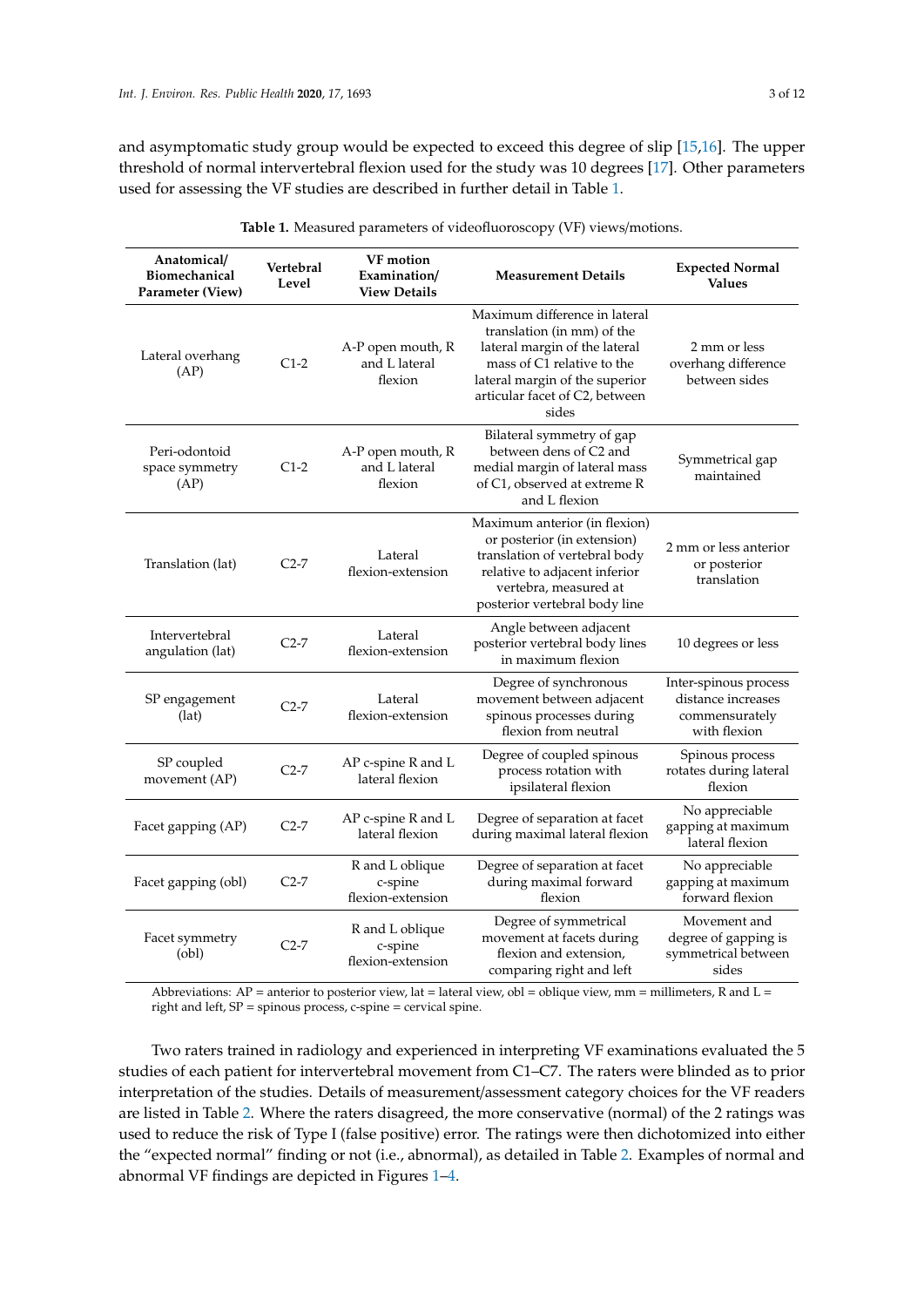and asymptomatic study group would be expected to exceed this degree of slip [15,16]. The upper threshold of normal intervertebral flexion used for the study was 10 degrees [17]. Other parameters used for assessing the VF studies are described in further detail in Table 1.

**Table 1.** Measured parameters of videofluoroscopy (VF) views/motions.

| Anatomical/ Biomechanical Parameter (View) | Vertebral Level | VF motion Examination/ View Details | Measurement Details | Expected Normal Values |
|---|---|---|---|---|
| Lateral overhang (AP) | C1-2 | A-P open mouth, R and L lateral flexion | Maximum difference in lateral translation (in mm) of the lateral margin of the lateral mass of C1 relative to the lateral margin of the superior articular facet of C2, between sides | 2 mm or less overhang difference between sides |
| Peri-odontoid space symmetry (AP) | C1-2 | A-P open mouth, R and L lateral flexion | Bilateral symmetry of gap between dens of C2 and medial margin of lateral mass of C1, observed at extreme R and L flexion | Symmetrical gap maintained |
| Translation (lat) | C2-7 | Lateral flexion-extension | Maximum anterior (in flexion) or posterior (in extension) translation of vertebral body relative to adjacent inferior vertebra, measured at posterior vertebral body line | 2 mm or less anterior or posterior translation |
| Intervertebral angulation (lat) | C2-7 | Lateral flexion-extension | Angle between adjacent posterior vertebral body lines in maximum flexion | 10 degrees or less |
| SP engagement (lat) | C2-7 | Lateral flexion-extension | Degree of synchronous movement between adjacent spinous processes during flexion from neutral | Inter-spinous process distance increases commensurately with flexion |
| SP coupled movement (AP) | C2-7 | AP c-spine R and L lateral flexion | Degree of coupled spinous process rotation with ipsilateral flexion | Spinous process rotates during lateral flexion |
| Facet gapping (AP) | C2-7 | AP c-spine R and L lateral flexion | Degree of separation at facet during maximal lateral flexion | No appreciable gapping at maximum lateral flexion |
| Facet gapping (obl) | C2-7 | R and L oblique c-spine flexion-extension | Degree of separation at facet during maximal forward flexion | No appreciable gapping at maximum forward flexion |
| Facet symmetry (obl) | C2-7 | R and L oblique c-spine flexion-extension | Degree of symmetrical movement at facets during flexion and extension, comparing right and left | Movement and degree of gapping is symmetrical between sides |

Abbreviations: AP = anterior to posterior view, lat = lateral view, obl = oblique view, mm = millimeters, R and L = right and left, SP = spinous process, c-spine = cervical spine.

Two raters trained in radiology and experienced in interpreting VF examinations evaluated the 5 studies of each patient for intervertebral movement from C1–C7. The raters were blinded as to prior interpretation of the studies. Details of measurement/assessment category choices for the VF readers are listed in Table 2. Where the raters disagreed, the more conservative (normal) of the 2 ratings was used to reduce the risk of Type I (false positive) error. The ratings were then dichotomized into either the "expected normal" finding or not (i.e., abnormal), as detailed in Table 2. Examples of normal and abnormal VF findings are depicted in Figures 1–4.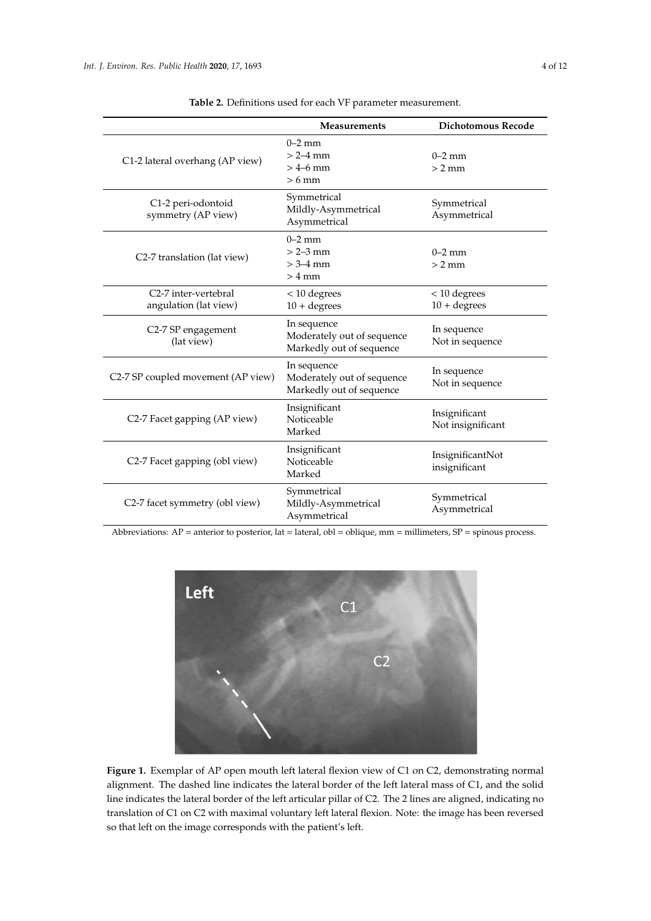**Table 2.** Definitions used for each VF parameter measurement.

| | Measurements | Dichotomous Recode |
|---|---|---|
| C1-2 lateral overhang (AP view) | 0–2 mm<br>> 2–4 mm<br>> 4–6 mm<br>> 6 mm | 0–2 mm<br>> 2 mm |
| C1-2 peri-odontoid symmetry (AP view) | Symmetrical<br>Mildly-Asymmetrical<br>Asymmetrical | Symmetrical<br>Asymmetrical |
| C2-7 translation (lat view) | 0–2 mm<br>> 2–3 mm<br>> 3–4 mm<br>> 4 mm | 0–2 mm<br>> 2 mm |
| C2-7 inter-vertebral angulation (lat view) | < 10 degrees<br>10 + degrees | < 10 degrees<br>10 + degrees |
| C2-7 SP engagement (lat view) | In sequence<br>Moderately out of sequence<br>Markedly out of sequence | In sequence<br>Not in sequence |
| C2-7 SP coupled movement (AP view) | In sequence<br>Moderately out of sequence<br>Markedly out of sequence | In sequence<br>Not in sequence |
| C2-7 Facet gapping (AP view) | Insignificant<br>Noticeable<br>Marked | Insignificant<br>Not insignificant |
| C2-7 Facet gapping (obl view) | Insignificant<br>Noticeable<br>Marked | InsignificantNot insignificant |
| C2-7 facet symmetry (obl view) | Symmetrical<br>Mildly-Asymmetrical<br>Asymmetrical | Symmetrical<br>Asymmetrical |

Abbreviations: AP = anterior to posterior, lat = lateral, obl = oblique, mm = millimeters, SP = spinous process.

**Figure 1.** Exemplar of AP open mouth left lateral flexion view of C1 on C2, demonstrating normal alignment. The dashed line indicates the lateral border of the left lateral mass of C1, and the solid line indicates the lateral border of the left articular pillar of C2. The 2 lines are aligned, indicating no translation of C1 on C2 with maximal voluntary left lateral flexion. Note: the image has been reversed so that left on the image corresponds with the patient's left.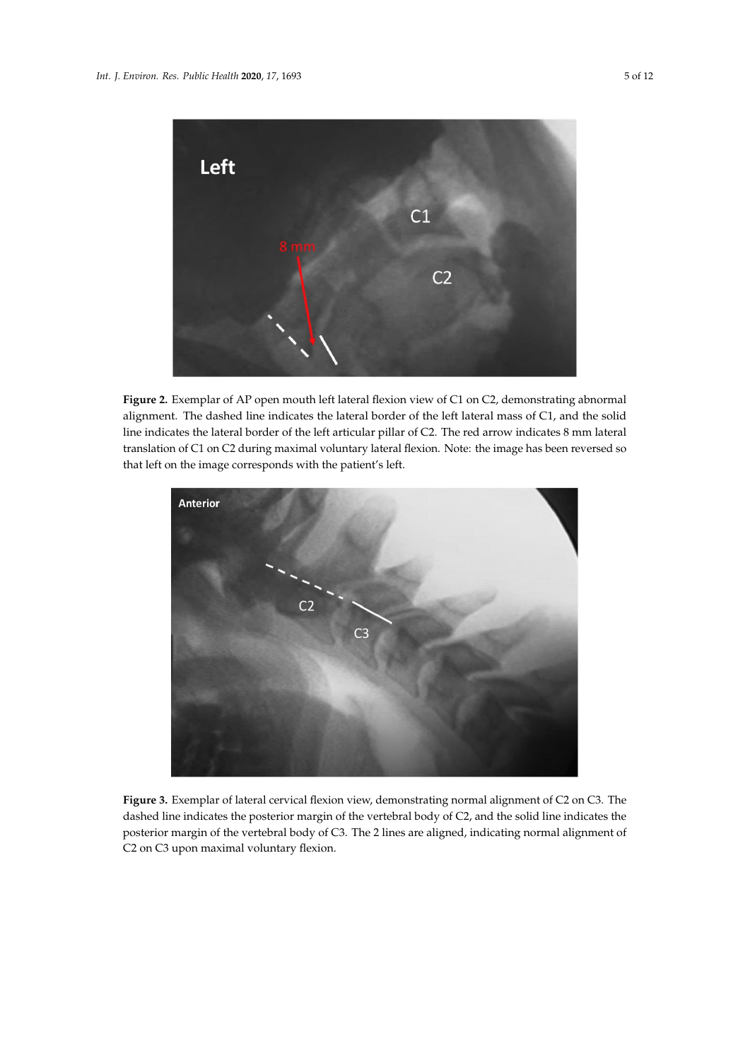**Figure 2.** Exemplar of AP open mouth left lateral flexion view of C1 on C2, demonstrating abnormal alignment. The dashed line indicates the lateral border of the left lateral mass of C1, and the solid line indicates the lateral border of the left articular pillar of C2. The red arrow indicates 8 mm lateral translation of C1 on C2 during maximal voluntary lateral flexion. Note: the image has been reversed so that left on the image corresponds with the patient's left.

**Figure 3.** Exemplar of lateral cervical flexion view, demonstrating normal alignment of C2 on C3. The dashed line indicates the posterior margin of the vertebral body of C2, and the solid line indicates the posterior margin of the vertebral body of C3. The 2 lines are aligned, indicating normal alignment of C2 on C3 upon maximal voluntary flexion.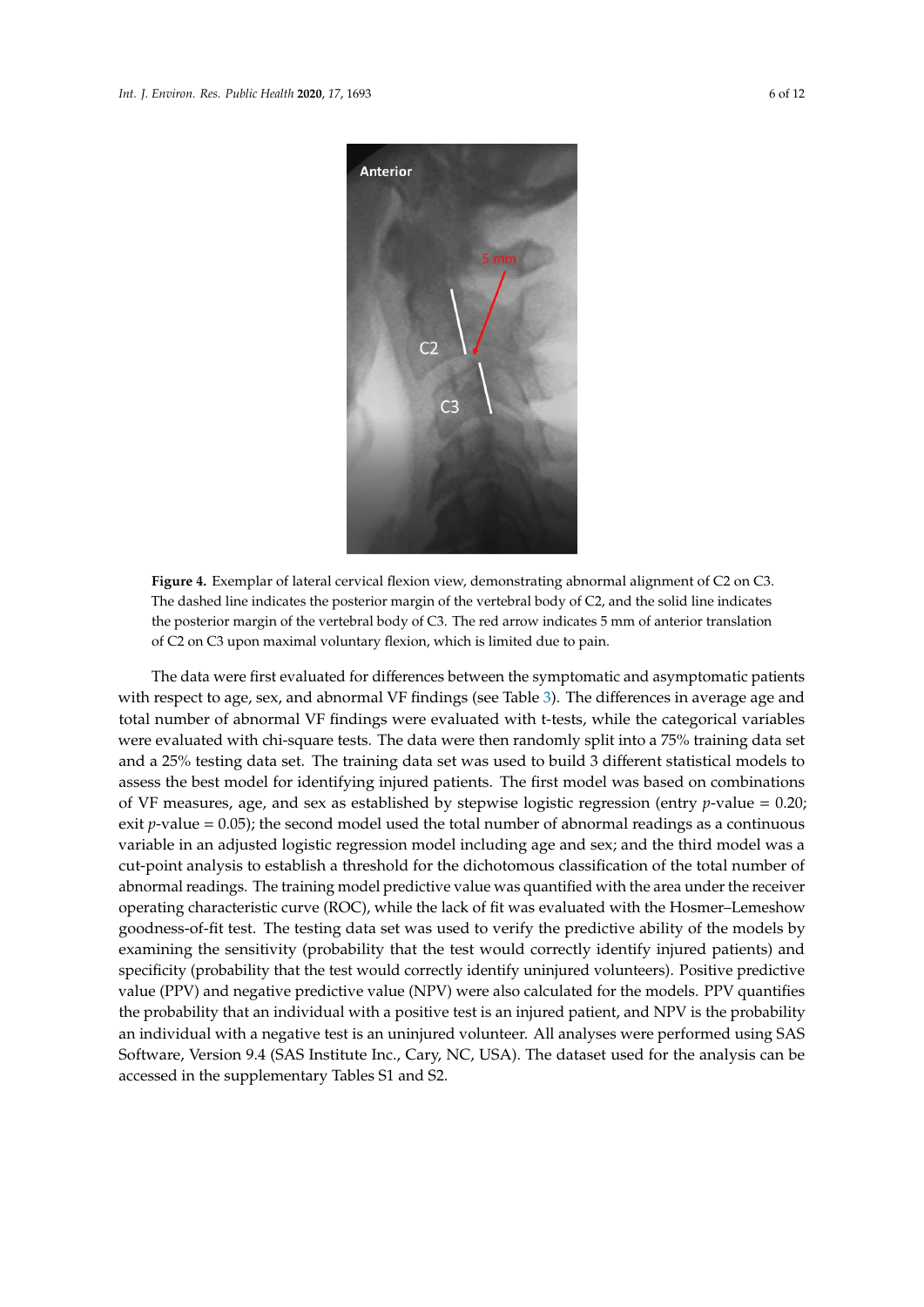**Figure 4.** Exemplar of lateral cervical flexion view, demonstrating abnormal alignment of C2 on C3. The dashed line indicates the posterior margin of the vertebral body of C2, and the solid line indicates the posterior margin of the vertebral body of C3. The red arrow indicates 5 mm of anterior translation of C2 on C3 upon maximal voluntary flexion, which is limited due to pain.

The data were first evaluated for differences between the symptomatic and asymptomatic patients with respect to age, sex, and abnormal VF findings (see Table 3). The differences in average age and total number of abnormal VF findings were evaluated with t-tests, while the categorical variables were evaluated with chi-square tests. The data were then randomly split into a 75% training data set and a 25% testing data set. The training data set was used to build 3 different statistical models to assess the best model for identifying injured patients. The first model was based on combinations of VF measures, age, and sex as established by stepwise logistic regression (entry $p$-value = 0.20; exit $p$-value = 0.05); the second model used the total number of abnormal readings as a continuous variable in an adjusted logistic regression model including age and sex; and the third model was a cut-point analysis to establish a threshold for the dichotomous classification of the total number of abnormal readings. The training model predictive value was quantified with the area under the receiver operating characteristic curve (ROC), while the lack of fit was evaluated with the Hosmer–Lemeshow goodness-of-fit test. The testing data set was used to verify the predictive ability of the models by examining the sensitivity (probability that the test would correctly identify injured patients) and specificity (probability that the test would correctly identify uninjured volunteers). Positive predictive value (PPV) and negative predictive value (NPV) were also calculated for the models. PPV quantifies the probability that an individual with a positive test is an injured patient, and NPV is the probability an individual with a negative test is an uninjured volunteer. All analyses were performed using SAS Software, Version 9.4 (SAS Institute Inc., Cary, NC, USA). The dataset used for the analysis can be accessed in the supplementary Tables S1 and S2.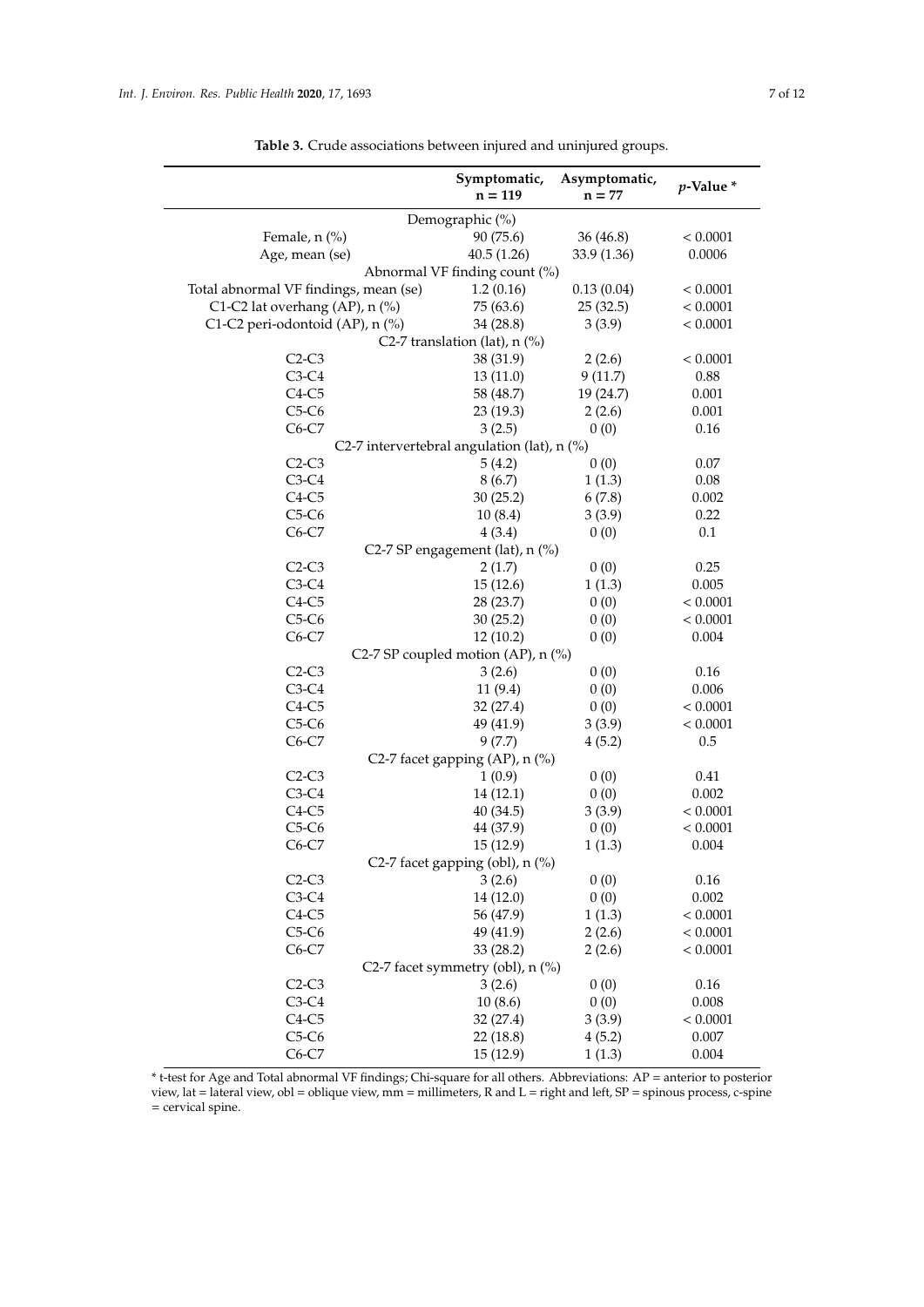**Table 3.** Crude associations between injured and uninjured groups.

| | Symptomatic, n = 119 | Asymptomatic, n = 77 | *p*-Value * |
|---|---|---|---|
| Demographic (%) | | | |
| Female, n (%) | 90 (75.6) | 36 (46.8) | < 0.0001 |
| Age, mean (se) | 40.5 (1.26) | 33.9 (1.36) | 0.0006 |
| Abnormal VF finding count (%) | | | |
| Total abnormal VF findings, mean (se) | 1.2 (0.16) | 0.13 (0.04) | < 0.0001 |
| C1-C2 lat overhang (AP), n (%) | 75 (63.6) | 25 (32.5) | < 0.0001 |
| C1-C2 peri-odontoid (AP), n (%) | 34 (28.8) | 3 (3.9) | < 0.0001 |
| C2-7 translation (lat), n (%) | | | |
| C2-C3 | 38 (31.9) | 2 (2.6) | < 0.0001 |
| C3-C4 | 13 (11.0) | 9 (11.7) | 0.88 |
| C4-C5 | 58 (48.7) | 19 (24.7) | 0.001 |
| C5-C6 | 23 (19.3) | 2 (2.6) | 0.001 |
| C6-C7 | 3 (2.5) | 0 (0) | 0.16 |
| C2-7 intervertebral angulation (lat), n (%) | | | |
| C2-C3 | 5 (4.2) | 0 (0) | 0.07 |
| C3-C4 | 8 (6.7) | 1 (1.3) | 0.08 |
| C4-C5 | 30 (25.2) | 6 (7.8) | 0.002 |
| C5-C6 | 10 (8.4) | 3 (3.9) | 0.22 |
| C6-C7 | 4 (3.4) | 0 (0) | 0.1 |
| C2-7 SP engagement (lat), n (%) | | | |
| C2-C3 | 2 (1.7) | 0 (0) | 0.25 |
| C3-C4 | 15 (12.6) | 1 (1.3) | 0.005 |
| C4-C5 | 28 (23.7) | 0 (0) | < 0.0001 |
| C5-C6 | 30 (25.2) | 0 (0) | < 0.0001 |
| C6-C7 | 12 (10.2) | 0 (0) | 0.004 |
| C2-7 SP coupled motion (AP), n (%) | | | |
| C2-C3 | 3 (2.6) | 0 (0) | 0.16 |
| C3-C4 | 11 (9.4) | 0 (0) | 0.006 |
| C4-C5 | 32 (27.4) | 0 (0) | < 0.0001 |
| C5-C6 | 49 (41.9) | 3 (3.9) | < 0.0001 |
| C6-C7 | 9 (7.7) | 4 (5.2) | 0.5 |
| C2-7 facet gapping (AP), n (%) | | | |
| C2-C3 | 1 (0.9) | 0 (0) | 0.41 |
| C3-C4 | 14 (12.1) | 0 (0) | 0.002 |
| C4-C5 | 40 (34.5) | 3 (3.9) | < 0.0001 |
| C5-C6 | 44 (37.9) | 0 (0) | < 0.0001 |
| C6-C7 | 15 (12.9) | 1 (1.3) | 0.004 |
| C2-7 facet gapping (obl), n (%) | | | |
| C2-C3 | 3 (2.6) | 0 (0) | 0.16 |
| C3-C4 | 14 (12.0) | 0 (0) | 0.002 |
| C4-C5 | 56 (47.9) | 1 (1.3) | < 0.0001 |
| C5-C6 | 49 (41.9) | 2 (2.6) | < 0.0001 |
| C6-C7 | 33 (28.2) | 2 (2.6) | < 0.0001 |
| C2-7 facet symmetry (obl), n (%) | | | |
| C2-C3 | 3 (2.6) | 0 (0) | 0.16 |
| C3-C4 | 10 (8.6) | 0 (0) | 0.008 |
| C4-C5 | 32 (27.4) | 3 (3.9) | < 0.0001 |
| C5-C6 | 22 (18.8) | 4 (5.2) | 0.007 |
| C6-C7 | 15 (12.9) | 1 (1.3) | 0.004 |

* t-test for Age and Total abnormal VF findings; Chi-square for all others. Abbreviations: AP = anterior to posterior view, lat = lateral view, obl = oblique view, mm = millimeters, R and L = right and left, SP = spinous process, c-spine = cervical spine.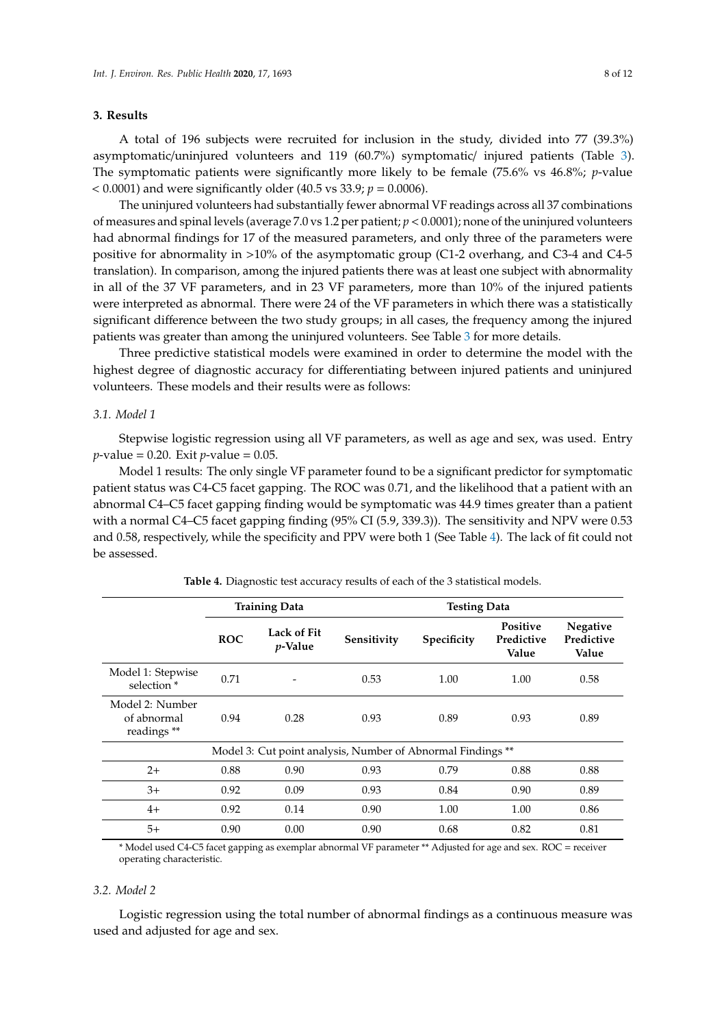## 3. Results

A total of 196 subjects were recruited for inclusion in the study, divided into 77 (39.3%) asymptomatic/uninjured volunteers and 119 (60.7%) symptomatic/ injured patients (Table 3). The symptomatic patients were significantly more likely to be female (75.6% vs 46.8%; $p$-value $< 0.0001$) and were significantly older (40.5 vs 33.9; $p = 0.0006$).

The uninjured volunteers had substantially fewer abnormal VF readings across all 37 combinations of measures and spinal levels (average 7.0 vs 1.2 per patient; $p < 0.0001$); none of the uninjured volunteers had abnormal findings for 17 of the measured parameters, and only three of the parameters were positive for abnormality in >10% of the asymptomatic group (C1-2 overhang, and C3-4 and C4-5 translation). In comparison, among the injured patients there was at least one subject with abnormality in all of the 37 VF parameters, and in 23 VF parameters, more than 10% of the injured patients were interpreted as abnormal. There were 24 of the VF parameters in which there was a statistically significant difference between the two study groups; in all cases, the frequency among the injured patients was greater than among the uninjured volunteers. See Table 3 for more details.

Three predictive statistical models were examined in order to determine the model with the highest degree of diagnostic accuracy for differentiating between injured patients and uninjured volunteers. These models and their results were as follows:

### 3.1. Model 1

Stepwise logistic regression using all VF parameters, as well as age and sex, was used. Entry $p$-value = 0.20. Exit $p$-value = 0.05.

Model 1 results: The only single VF parameter found to be a significant predictor for symptomatic patient status was C4-C5 facet gapping. The ROC was 0.71, and the likelihood that a patient with an abnormal C4–C5 facet gapping finding would be symptomatic was 44.9 times greater than a patient with a normal C4–C5 facet gapping finding (95% CI (5.9, 339.3)). The sensitivity and NPV were 0.53 and 0.58, respectively, while the specificity and PPV were both 1 (See Table 4). The lack of fit could not be assessed.

**Table 4.** Diagnostic test accuracy results of each of the 3 statistical models.

| | Training Data | | Testing Data | | | |
|---|---|---|---|---|---|---|
| | ROC | Lack of Fit $p$-Value | Sensitivity | Specificity | Positive Predictive Value | Negative Predictive Value |
| Model 1: Stepwise selection * | 0.71 | - | 0.53 | 1.00 | 1.00 | 0.58 |
| Model 2: Number of abnormal readings ** | 0.94 | 0.28 | 0.93 | 0.89 | 0.93 | 0.89 |
| Model 3: Cut point analysis, Number of Abnormal Findings ** | | | | | | |
| 2+ | 0.88 | 0.90 | 0.93 | 0.79 | 0.88 | 0.88 |
| 3+ | 0.92 | 0.09 | 0.93 | 0.84 | 0.90 | 0.89 |
| 4+ | 0.92 | 0.14 | 0.90 | 1.00 | 1.00 | 0.86 |
| 5+ | 0.90 | 0.00 | 0.90 | 0.68 | 0.82 | 0.81 |

* Model used C4-C5 facet gapping as exemplar abnormal VF parameter ** Adjusted for age and sex. ROC = receiver operating characteristic.

### 3.2. Model 2

Logistic regression using the total number of abnormal findings as a continuous measure was used and adjusted for age and sex.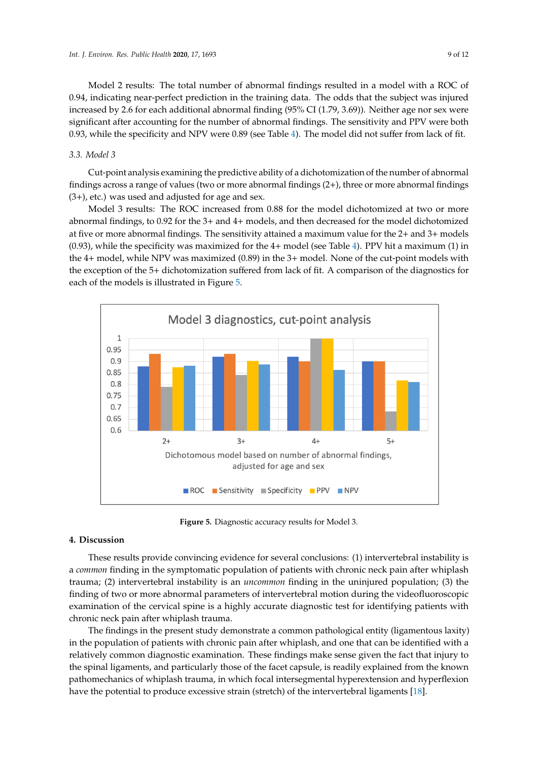Model 2 results: The total number of abnormal findings resulted in a model with a ROC of 0.94, indicating near-perfect prediction in the training data. The odds that the subject was injured increased by 2.6 for each additional abnormal finding (95% CI (1.79, 3.69)). Neither age nor sex were significant after accounting for the number of abnormal findings. The sensitivity and PPV were both 0.93, while the specificity and NPV were 0.89 (see Table 4). The model did not suffer from lack of fit.

### 3.3. Model 3

Cut-point analysis examining the predictive ability of a dichotomization of the number of abnormal findings across a range of values (two or more abnormal findings (2+), three or more abnormal findings (3+), etc.) was used and adjusted for age and sex.

Model 3 results: The ROC increased from 0.88 for the model dichotomized at two or more abnormal findings, to 0.92 for the 3+ and 4+ models, and then decreased for the model dichotomized at five or more abnormal findings. The sensitivity attained a maximum value for the 2+ and 3+ models (0.93), while the specificity was maximized for the 4+ model (see Table 4). PPV hit a maximum (1) in the 4+ model, while NPV was maximized (0.89) in the 3+ model. None of the cut-point models with the exception of the 5+ dichotomization suffered from lack of fit. A comparison of the diagnostics for each of the models is illustrated in Figure 5.

**Figure 5.** Diagnostic accuracy results for Model 3.

## 4. Discussion

These results provide convincing evidence for several conclusions: (1) intervertebral instability is a *common* finding in the symptomatic population of patients with chronic neck pain after whiplash trauma; (2) intervertebral instability is an *uncommon* finding in the uninjured population; (3) the finding of two or more abnormal parameters of intervertebral motion during the videofluoroscopic examination of the cervical spine is a highly accurate diagnostic test for identifying patients with chronic neck pain after whiplash trauma.

The findings in the present study demonstrate a common pathological entity (ligamentous laxity) in the population of patients with chronic pain after whiplash, and one that can be identified with a relatively common diagnostic examination. These findings make sense given the fact that injury to the spinal ligaments, and particularly those of the facet capsule, is readily explained from the known pathomechanics of whiplash trauma, in which focal intersegmental hyperextension and hyperflexion have the potential to produce excessive strain (stretch) of the intervertebral ligaments [18].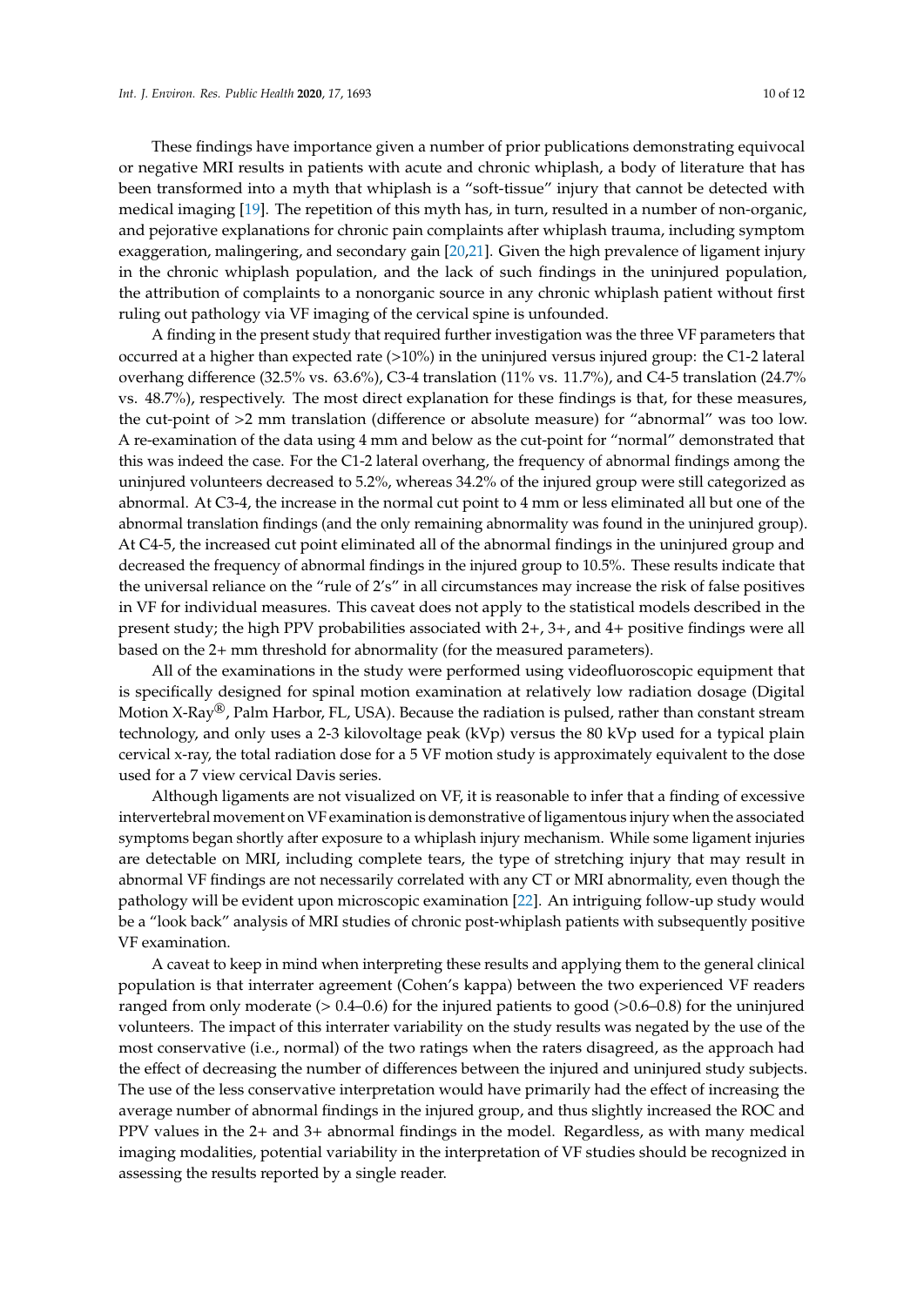These findings have importance given a number of prior publications demonstrating equivocal or negative MRI results in patients with acute and chronic whiplash, a body of literature that has been transformed into a myth that whiplash is a "soft-tissue" injury that cannot be detected with medical imaging [19]. The repetition of this myth has, in turn, resulted in a number of non-organic, and pejorative explanations for chronic pain complaints after whiplash trauma, including symptom exaggeration, malingering, and secondary gain [20,21]. Given the high prevalence of ligament injury in the chronic whiplash population, and the lack of such findings in the uninjured population, the attribution of complaints to a nonorganic source in any chronic whiplash patient without first ruling out pathology via VF imaging of the cervical spine is unfounded.

A finding in the present study that required further investigation was the three VF parameters that occurred at a higher than expected rate (>10%) in the uninjured versus injured group: the C1-2 lateral overhang difference (32.5% vs. 63.6%), C3-4 translation (11% vs. 11.7%), and C4-5 translation (24.7% vs. 48.7%), respectively. The most direct explanation for these findings is that, for these measures, the cut-point of >2 mm translation (difference or absolute measure) for "abnormal" was too low. A re-examination of the data using 4 mm and below as the cut-point for "normal" demonstrated that this was indeed the case. For the C1-2 lateral overhang, the frequency of abnormal findings among the uninjured volunteers decreased to 5.2%, whereas 34.2% of the injured group were still categorized as abnormal. At C3-4, the increase in the normal cut point to 4 mm or less eliminated all but one of the abnormal translation findings (and the only remaining abnormality was found in the uninjured group). At C4-5, the increased cut point eliminated all of the abnormal findings in the uninjured group and decreased the frequency of abnormal findings in the injured group to 10.5%. These results indicate that the universal reliance on the "rule of 2's" in all circumstances may increase the risk of false positives in VF for individual measures. This caveat does not apply to the statistical models described in the present study; the high PPV probabilities associated with 2+, 3+, and 4+ positive findings were all based on the 2+ mm threshold for abnormality (for the measured parameters).

All of the examinations in the study were performed using videofluoroscopic equipment that is specifically designed for spinal motion examination at relatively low radiation dosage (Digital Motion X-Ray®, Palm Harbor, FL, USA). Because the radiation is pulsed, rather than constant stream technology, and only uses a 2-3 kilovoltage peak (kVp) versus the 80 kVp used for a typical plain cervical x-ray, the total radiation dose for a 5 VF motion study is approximately equivalent to the dose used for a 7 view cervical Davis series.

Although ligaments are not visualized on VF, it is reasonable to infer that a finding of excessive intervertebral movement on VF examination is demonstrative of ligamentous injury when the associated symptoms began shortly after exposure to a whiplash injury mechanism. While some ligament injuries are detectable on MRI, including complete tears, the type of stretching injury that may result in abnormal VF findings are not necessarily correlated with any CT or MRI abnormality, even though the pathology will be evident upon microscopic examination [22]. An intriguing follow-up study would be a "look back" analysis of MRI studies of chronic post-whiplash patients with subsequently positive VF examination.

A caveat to keep in mind when interpreting these results and applying them to the general clinical population is that interrater agreement (Cohen's kappa) between the two experienced VF readers ranged from only moderate (> 0.4–0.6) for the injured patients to good (>0.6–0.8) for the uninjured volunteers. The impact of this interrater variability on the study results was negated by the use of the most conservative (i.e., normal) of the two ratings when the raters disagreed, as the approach had the effect of decreasing the number of differences between the injured and uninjured study subjects. The use of the less conservative interpretation would have primarily had the effect of increasing the average number of abnormal findings in the injured group, and thus slightly increased the ROC and PPV values in the 2+ and 3+ abnormal findings in the model. Regardless, as with many medical imaging modalities, potential variability in the interpretation of VF studies should be recognized in assessing the results reported by a single reader.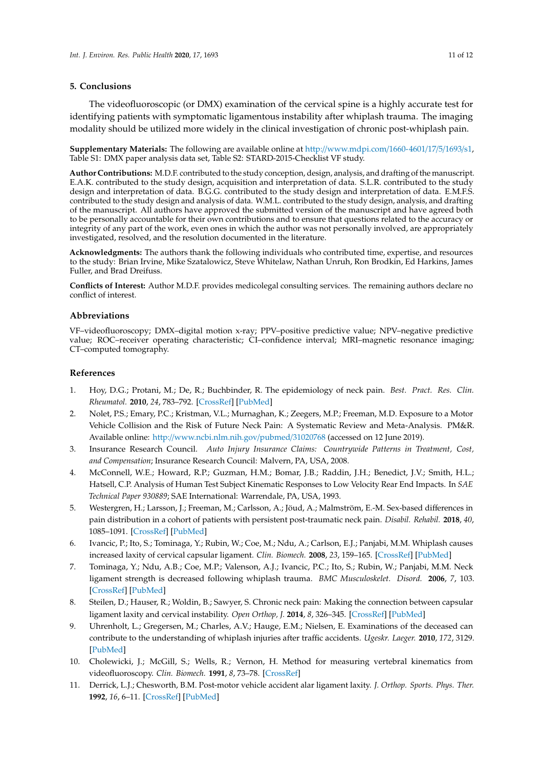## 5. Conclusions

The videofluoroscopic (or DMX) examination of the cervical spine is a highly accurate test for identifying patients with symptomatic ligamentous instability after whiplash trauma. The imaging modality should be utilized more widely in the clinical investigation of chronic post-whiplash pain.

**Supplementary Materials:** The following are available online at http://www.mdpi.com/1660-4601/17/5/1693/s1, Table S1: DMX paper analysis data set, Table S2: STARD-2015-Checklist VF study.

**Author Contributions:** M.D.F. contributed to the study conception, design, analysis, and drafting of the manuscript. E.A.K. contributed to the study design, acquisition and interpretation of data. S.L.R. contributed to the study design and interpretation of data. B.G.G. contributed to the study design and interpretation of data. E.M.F.S. contributed to the study design and analysis of data. W.M.L. contributed to the study design, analysis, and drafting of the manuscript. All authors have approved the submitted version of the manuscript and have agreed both to be personally accountable for their own contributions and to ensure that questions related to the accuracy or integrity of any part of the work, even ones in which the author was not personally involved, are appropriately investigated, resolved, and the resolution documented in the literature.

**Acknowledgments:** The authors thank the following individuals who contributed time, expertise, and resources to the study: Brian Irvine, Mike Szatalowicz, Steve Whitelaw, Nathan Unruh, Ron Brodkin, Ed Harkins, James Fuller, and Brad Dreifuss.

**Conflicts of Interest:** Author M.D.F. provides medicolegal consulting services. The remaining authors declare no conflict of interest.

## Abbreviations

VF–videofluoroscopy; DMX–digital motion x-ray; PPV–positive predictive value; NPV–negative predictive value; ROC–receiver operating characteristic; CI–confidence interval; MRI–magnetic resonance imaging; CT–computed tomography.

## References

1. Hoy, D.G.; Protani, M.; De, R.; Buchbinder, R. The epidemiology of neck pain. *Best. Pract. Res. Clin. Rheumatol.* **2010**, *24*, 783–792. [CrossRef] [PubMed]
2. Nolet, P.S.; Emary, P.C.; Kristman, V.L.; Murnaghan, K.; Zeegers, M.P.; Freeman, M.D. Exposure to a Motor Vehicle Collision and the Risk of Future Neck Pain: A Systematic Review and Meta-Analysis. PM&R. Available online: http://www.ncbi.nlm.nih.gov/pubmed/31020768 (accessed on 12 June 2019).
3. Insurance Research Council. *Auto Injury Insurance Claims: Countrywide Patterns in Treatment, Cost, and Compensation*; Insurance Research Council: Malvern, PA, USA, 2008.
4. McConnell, W.E.; Howard, R.P.; Guzman, H.M.; Bomar, J.B.; Raddin, J.H.; Benedict, J.V.; Smith, H.L.; Hatsell, C.P. Analysis of Human Test Subject Kinematic Responses to Low Velocity Rear End Impacts. In *SAE Technical Paper 930889*; SAE International: Warrendale, PA, USA, 1993.
5. Westergren, H.; Larsson, J.; Freeman, M.; Carlsson, A.; Jöud, A.; Malmström, E.-M. Sex-based differences in pain distribution in a cohort of patients with persistent post-traumatic neck pain. *Disabil. Rehabil.* **2018**, *40*, 1085–1091. [CrossRef] [PubMed]
6. Ivancic, P.; Ito, S.; Tominaga, Y.; Rubin, W.; Coe, M.; Ndu, A.; Carlson, E.J.; Panjabi, M.M. Whiplash causes increased laxity of cervical capsular ligament. *Clin. Biomech.* **2008**, *23*, 159–165. [CrossRef] [PubMed]
7. Tominaga, Y.; Ndu, A.B.; Coe, M.P.; Valenson, A.J.; Ivancic, P.C.; Ito, S.; Rubin, W.; Panjabi, M.M. Neck ligament strength is decreased following whiplash trauma. *BMC Musculoskelet. Disord.* **2006**, *7*, 103. [CrossRef] [PubMed]
8. Steilen, D.; Hauser, R.; Woldin, B.; Sawyer, S. Chronic neck pain: Making the connection between capsular ligament laxity and cervical instability. *Open Orthop. J.* **2014**, *8*, 326–345. [CrossRef] [PubMed]
9. Uhrenholt, L.; Gregersen, M.; Charles, A.V.; Hauge, E.M.; Nielsen, E. Examinations of the deceased can contribute to the understanding of whiplash injuries after traffic accidents. *Ugeskr. Laeger.* **2010**, *172*, 3129. [PubMed]
10. Cholewicki, J.; McGill, S.; Wells, R.; Vernon, H. Method for measuring vertebral kinematics from videofluoroscopy. *Clin. Biomech.* **1991**, *8*, 73–78. [CrossRef]
11. Derrick, L.J.; Chesworth, B.M. Post-motor vehicle accident alar ligament laxity. *J. Orthop. Sports. Phys. Ther.* **1992**, *16*, 6–11. [CrossRef] [PubMed]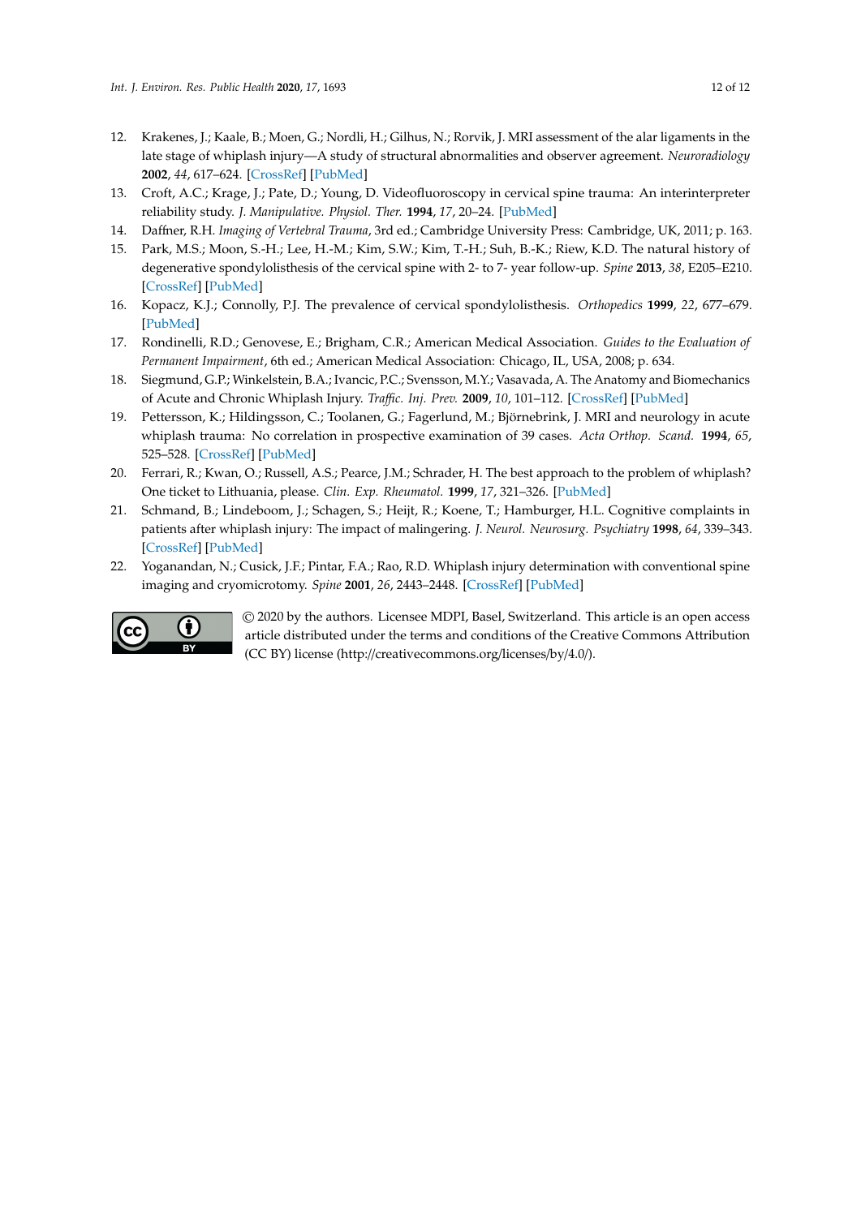12. Krakenes, J.; Kaale, B.; Moen, G.; Nordli, H.; Gilhus, N.; Rorvik, J. MRI assessment of the alar ligaments in the late stage of whiplash injury—A study of structural abnormalities and observer agreement. *Neuroradiology* **2002**, *44*, 617–624. [CrossRef] [PubMed]
13. Croft, A.C.; Krage, J.; Pate, D.; Young, D. Videofluoroscopy in cervical spine trauma: An interinterpreter reliability study. *J. Manipulative. Physiol. Ther.* **1994**, *17*, 20–24. [PubMed]
14. Daffner, R.H. *Imaging of Vertebral Trauma*, 3rd ed.; Cambridge University Press: Cambridge, UK, 2011; p. 163.
15. Park, M.S.; Moon, S.-H.; Lee, H.-M.; Kim, S.W.; Kim, T.-H.; Suh, B.-K.; Riew, K.D. The natural history of degenerative spondylolisthesis of the cervical spine with 2- to 7- year follow-up. *Spine* **2013**, *38*, E205–E210. [CrossRef] [PubMed]
16. Kopacz, K.J.; Connolly, P.J. The prevalence of cervical spondylolisthesis. *Orthopedics* **1999**, *22*, 677–679. [PubMed]
17. Rondinelli, R.D.; Genovese, E.; Brigham, C.R.; American Medical Association. *Guides to the Evaluation of Permanent Impairment*, 6th ed.; American Medical Association: Chicago, IL, USA, 2008; p. 634.
18. Siegmund, G.P.; Winkelstein, B.A.; Ivancic, P.C.; Svensson, M.Y.; Vasavada, A. The Anatomy and Biomechanics of Acute and Chronic Whiplash Injury. *Traffic. Inj. Prev.* **2009**, *10*, 101–112. [CrossRef] [PubMed]
19. Pettersson, K.; Hildingsson, C.; Toolanen, G.; Fagerlund, M.; Björnebrink, J. MRI and neurology in acute whiplash trauma: No correlation in prospective examination of 39 cases. *Acta Orthop. Scand.* **1994**, *65*, 525–528. [CrossRef] [PubMed]
20. Ferrari, R.; Kwan, O.; Russell, A.S.; Pearce, J.M.; Schrader, H. The best approach to the problem of whiplash? One ticket to Lithuania, please. *Clin. Exp. Rheumatol.* **1999**, *17*, 321–326. [PubMed]
21. Schmand, B.; Lindeboom, J.; Schagen, S.; Heijt, R.; Koene, T.; Hamburger, H.L. Cognitive complaints in patients after whiplash injury: The impact of malingering. *J. Neurol. Neurosurg. Psychiatry* **1998**, *64*, 339–343. [CrossRef] [PubMed]
22. Yoganandan, N.; Cusick, J.F.; Pintar, F.A.; Rao, R.D. Whiplash injury determination with conventional spine imaging and cryomicrotomy. *Spine* **2001**, *26*, 2443–2448. [CrossRef] [PubMed]

© 2020 by the authors. Licensee MDPI, Basel, Switzerland. This article is an open access article distributed under the terms and conditions of the Creative Commons Attribution (CC BY) license (http://creativecommons.org/licenses/by/4.0/).